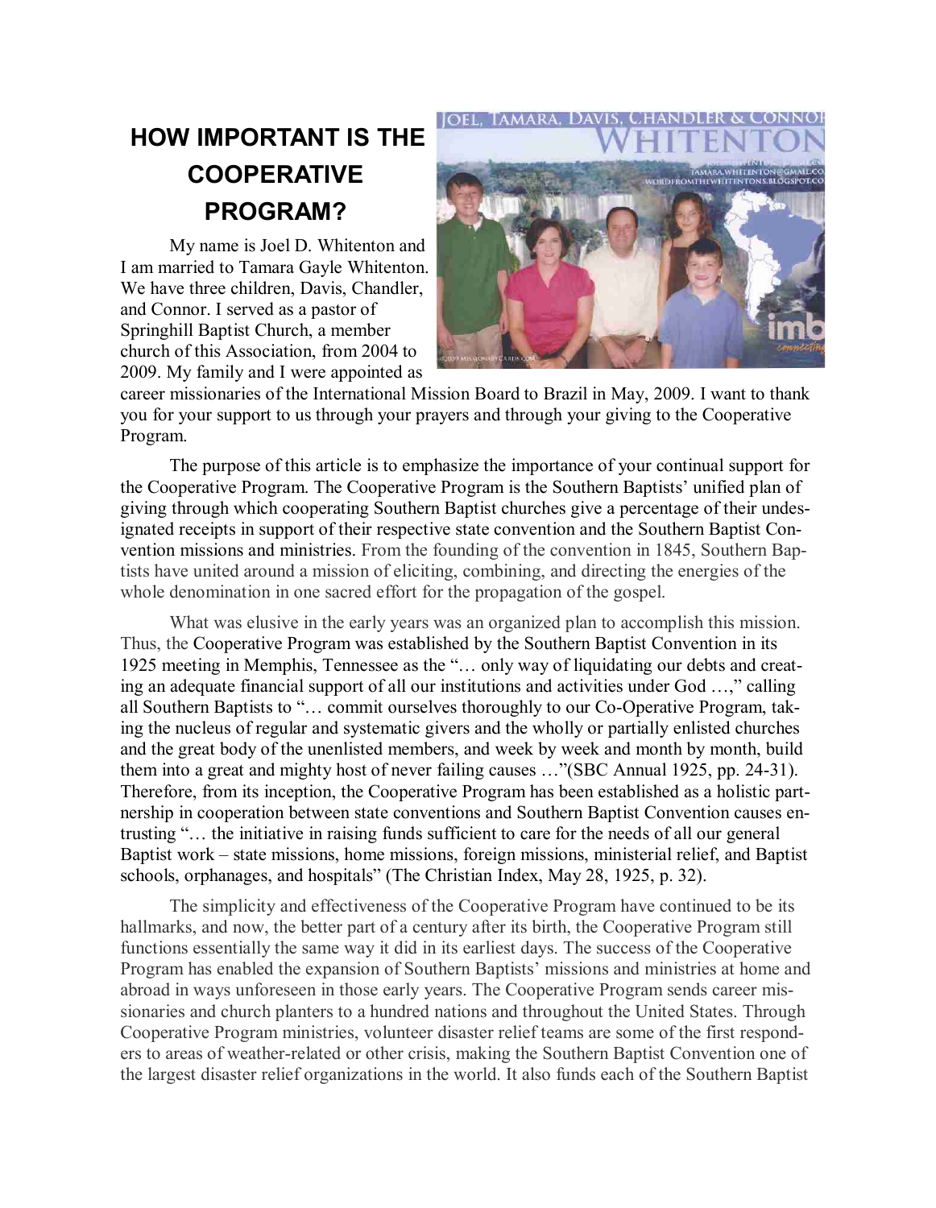# HOW IMPORTANT IS THE COOPERATIVE PROGRAM?

My name is Joel D. Whitenton and I am married to Tamara Gayle Whitenton. We have three children, Davis, Chandler, and Connor. I served as a pastor of Springhill Baptist Church, a member church of this Association, from 2004 to 2009. My family and I were appointed as career missionaries of the International Mission Board to Brazil in May, 2009. I want to thank you for your support to us through your prayers and through your giving to the Cooperative Program.

The purpose of this article is to emphasize the importance of your continual support for the Cooperative Program. The Cooperative Program is the Southern Baptists' unified plan of giving through which cooperating Southern Baptist churches give a percentage of their undesignated receipts in support of their respective state convention and the Southern Baptist Convention missions and ministries. From the founding of the convention in 1845, Southern Baptists have united around a mission of eliciting, combining, and directing the energies of the whole denomination in one sacred effort for the propagation of the gospel.

What was elusive in the early years was an organized plan to accomplish this mission. Thus, the Cooperative Program was established by the Southern Baptist Convention in its 1925 meeting in Memphis, Tennessee as the "… only way of liquidating our debts and creating an adequate financial support of all our institutions and activities under God …," calling all Southern Baptists to "… commit ourselves thoroughly to our Co-Operative Program, taking the nucleus of regular and systematic givers and the wholly or partially enlisted churches and the great body of the unenlisted members, and week by week and month by month, build them into a great and mighty host of never failing causes …"(SBC Annual 1925, pp. 24-31). Therefore, from its inception, the Cooperative Program has been established as a holistic partnership in cooperation between state conventions and Southern Baptist Convention causes entrusting "… the initiative in raising funds sufficient to care for the needs of all our general Baptist work – state missions, home missions, foreign missions, ministerial relief, and Baptist schools, orphanages, and hospitals" (The Christian Index, May 28, 1925, p. 32).

The simplicity and effectiveness of the Cooperative Program have continued to be its hallmarks, and now, the better part of a century after its birth, the Cooperative Program still functions essentially the same way it did in its earliest days. The success of the Cooperative Program has enabled the expansion of Southern Baptists' missions and ministries at home and abroad in ways unforeseen in those early years. The Cooperative Program sends career missionaries and church planters to a hundred nations and throughout the United States. Through Cooperative Program ministries, volunteer disaster relief teams are some of the first responders to areas of weather-related or other crisis, making the Southern Baptist Convention one of the largest disaster relief organizations in the world. It also funds each of the Southern Baptist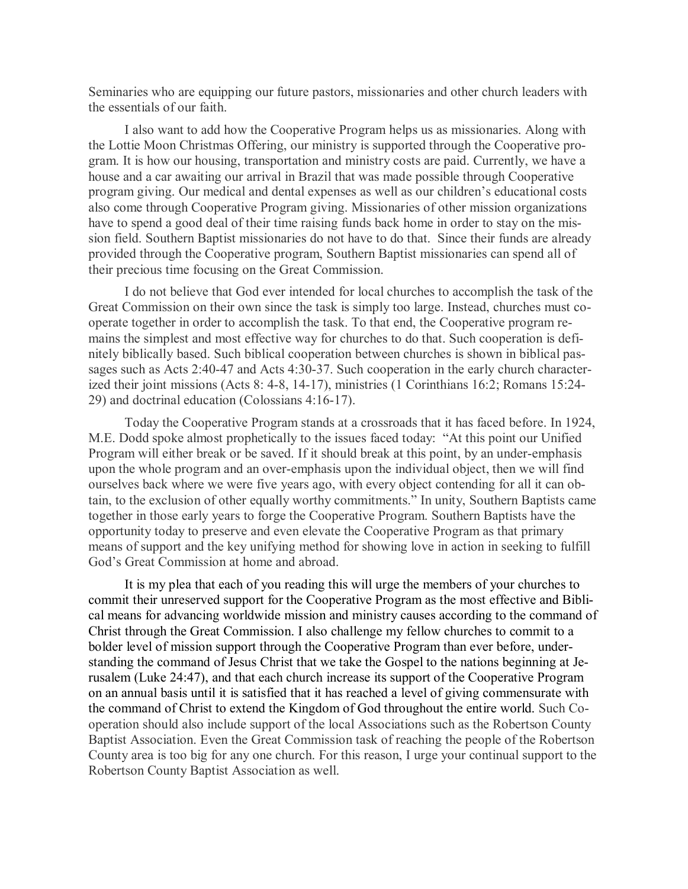Seminaries who are equipping our future pastors, missionaries and other church leaders with the essentials of our faith.

I also want to add how the Cooperative Program helps us as missionaries. Along with the Lottie Moon Christmas Offering, our ministry is supported through the Cooperative program. It is how our housing, transportation and ministry costs are paid. Currently, we have a house and a car awaiting our arrival in Brazil that was made possible through Cooperative program giving. Our medical and dental expenses as well as our children's educational costs also come through Cooperative Program giving. Missionaries of other mission organizations have to spend a good deal of their time raising funds back home in order to stay on the mission field. Southern Baptist missionaries do not have to do that. Since their funds are already provided through the Cooperative program, Southern Baptist missionaries can spend all of their precious time focusing on the Great Commission.

I do not believe that God ever intended for local churches to accomplish the task of the Great Commission on their own since the task is simply too large. Instead, churches must cooperate together in order to accomplish the task. To that end, the Cooperative program remains the simplest and most effective way for churches to do that. Such cooperation is definitely biblically based. Such biblical cooperation between churches is shown in biblical passages such as Acts 2:40-47 and Acts 4:30-37. Such cooperation in the early church characterized their joint missions (Acts 8: 4-8, 14-17), ministries (1 Corinthians 16:2; Romans 15:24-29) and doctrinal education (Colossians 4:16-17).

Today the Cooperative Program stands at a crossroads that it has faced before. In 1924, M.E. Dodd spoke almost prophetically to the issues faced today: "At this point our Unified Program will either break or be saved. If it should break at this point, by an under-emphasis upon the whole program and an over-emphasis upon the individual object, then we will find ourselves back where we were five years ago, with every object contending for all it can obtain, to the exclusion of other equally worthy commitments." In unity, Southern Baptists came together in those early years to forge the Cooperative Program. Southern Baptists have the opportunity today to preserve and even elevate the Cooperative Program as that primary means of support and the key unifying method for showing love in action in seeking to fulfill God's Great Commission at home and abroad.

It is my plea that each of you reading this will urge the members of your churches to commit their unreserved support for the Cooperative Program as the most effective and Biblical means for advancing worldwide mission and ministry causes according to the command of Christ through the Great Commission. I also challenge my fellow churches to commit to a bolder level of mission support through the Cooperative Program than ever before, understanding the command of Jesus Christ that we take the Gospel to the nations beginning at Jerusalem (Luke 24:47), and that each church increase its support of the Cooperative Program on an annual basis until it is satisfied that it has reached a level of giving commensurate with the command of Christ to extend the Kingdom of God throughout the entire world. Such Cooperation should also include support of the local Associations such as the Robertson County Baptist Association. Even the Great Commission task of reaching the people of the Robertson County area is too big for any one church. For this reason, I urge your continual support to the Robertson County Baptist Association as well.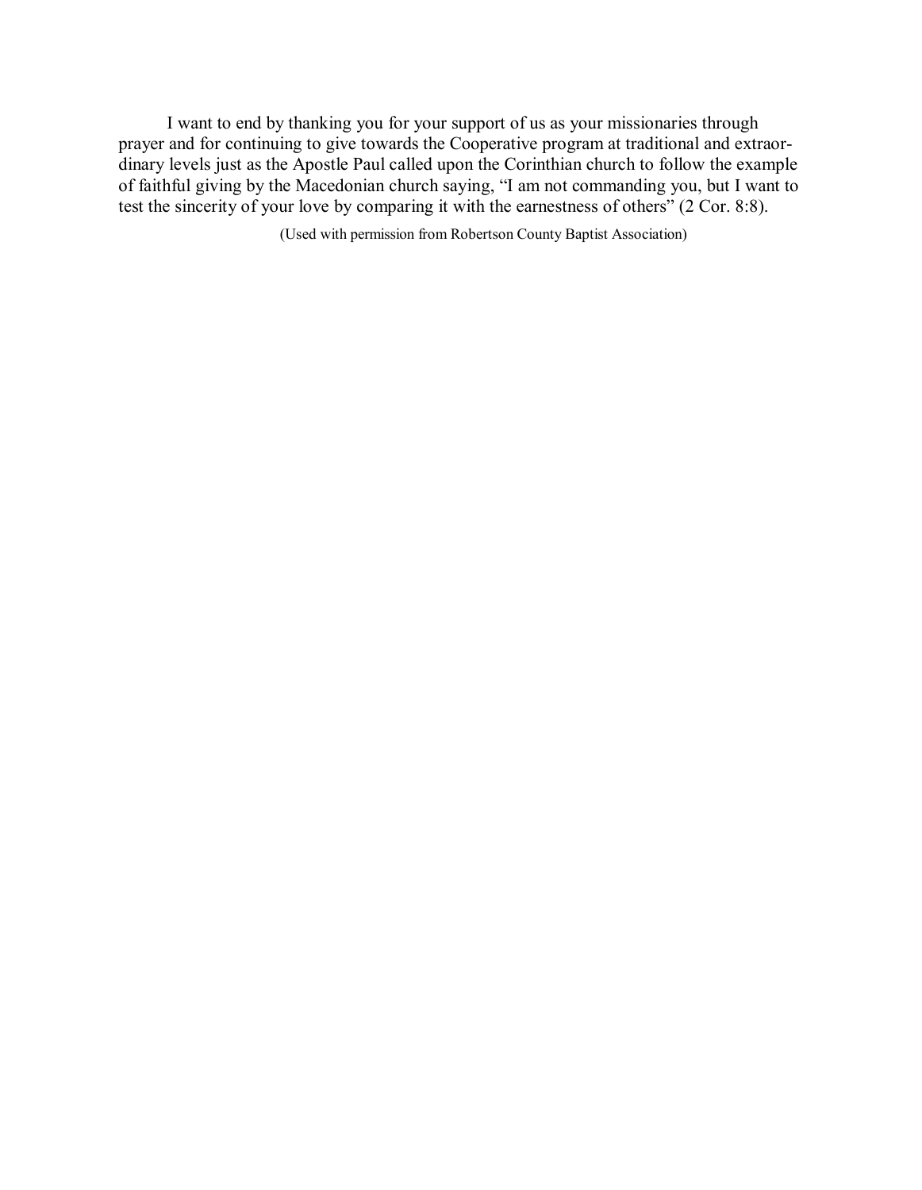I want to end by thanking you for your support of us as your missionaries through prayer and for continuing to give towards the Cooperative program at traditional and extraordinary levels just as the Apostle Paul called upon the Corinthian church to follow the example of faithful giving by the Macedonian church saying, “I am not commanding you, but I want to test the sincerity of your love by comparing it with the earnestness of others” (2 Cor. 8:8).

(Used with permission from Robertson County Baptist Association)